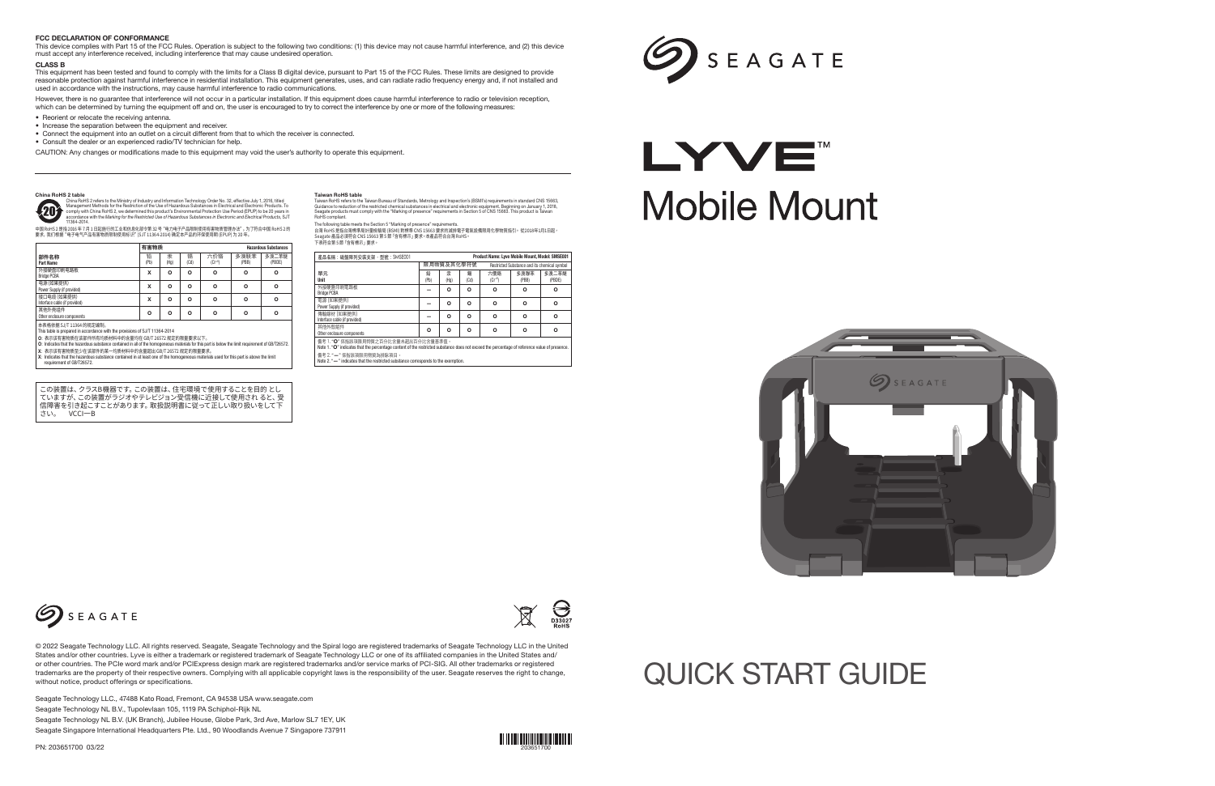SEAGATE

# LYVE™ Mobile Mount

# QUICK START GUIDE

## FCC DECLARATION OF CONFORMANCE

This device complies with Part 15 of the FCC Rules. Operation is subject to the following two conditions: (1) this device may not cause harmful interference, and (2) this device must accept any interference received, including interference that may cause undesired operation.

### CLASS B

This equipment has been tested and found to comply with the limits for a Class B digital device, pursuant to Part 15 of the FCC Rules. These limits are designed to provide reasonable protection against harmful interference in residential installation. This equipment generates, uses, and can radiate radio frequency energy and, if not installed and used in accordance with the instructions, may cause harmful interference to radio communications.

However, there is no guarantee that interference will not occur in a particular installation. If this equipment does cause harmful interference to radio or television reception, which can be determined by turning the equipment off and on, the user is encouraged to try to correct the interference by one or more of the following measures:

- Reorient or relocate the receiving antenna.
- Increase the separation between the equipment and receiver.
- Connect the equipment into an outlet on a circuit different from that to which the receiver is connected.
- Consult the dealer or an experienced radio/TV technician for help.

CAUTION: Any changes or modifications made to this equipment may void the user's authority to operate this equipment.

### China RoHS 2 table

China RoHS 2 refers to the Ministry of Industry and Information Technology Order No. 32, effective July 1, 2016, titled Management Methods for the Restriction of the Use of Hazardous Substances in Electrical and Electronic Products. To comply with China RoHS 2, we determined this product's Environmental Protection Use Period (EPUP) to be 20 years in accordance with the *Marking for the Restricted Use of Hazardous Substances in Electronic and Electrical Products*, SJT 11364-2014.

中国 RoHS 2 是指 2016 年 7 月 1 日起施行的工业和信息化部令第 32 号"电力电子产品限制使用有害物质管理办法"。为了符合中国 RoHS 2 的要求，我们根据"电子电气产品有害物质限制使用标识"(SJT 11364-2014) 确定本产品的环保使用期 (EPUP) 为 20 年。

| 部件名称 Part Name | 有害物质 Hazardous Substances | | | | | |
|---|---|---|---|---|---|---|
| | 铅 (Pb) | 汞 (Hg) | 镉 (Cd) | 六价铬 (Cr$^{+6}$) | 多溴联苯 (PBB) | 多溴二苯醚 (PBDE) |
| 外接驱动器电路板 Bridge PCBA | X | O | O | O | O | O |
| 电源 (如果提供) Power Supply (if provided) | X | O | O | O | O | O |
| 接口电缆 (如果提供) Interface cable (if provided) | X | O | O | O | O | O |
| 其他外壳组件 Other enclosure components | O | O | O | O | O | O |

本表格依据 SJ/T 11364 的规定编制。
This table is prepared in accordance with the provisions of SJ/T 11364-2014

O: 表示该有害物质在该部件所有均质材料中的含量均在 GB/T 26572 规定的限量要求以下。
O: Indicates that the hazardous substance contained in all of the homogeneous materials for this part is below the limit requirement of GB/T26572.
X: 表示该有害物质至少在该部件的某一均质材料中的含量超出 GB/T 26572 规定的限量要求。
X: Indicates that the hazardous substance contained in at least one of the homogeneous materials used for this part is above the limit requirement of GB/T26572.

### Taiwan RoHS table

Taiwan RoHS refers to the Taiwan Bureau of Standards, Metrology and Inspection's (BSMI's) requirements in standard CNS 15663, Guidance to reduction of the restricted chemical substances in electrical and electronic equipment. Beginning on January 1, 2018, Seagate products must comply with the "Marking of presence" requirements in Section 5 of CNS 15663. This product is Taiwan RoHS compliant.

The following table meets the Section 5 "Marking of presence" requirements.

台灣 RoHS 是指台灣標準局計量檢驗局 (BSMI) 對標準 CNS 15663 要求的減排電子電氣設備限用化學物質指引。從2018年1月1日起，Seagate 產品必須符合 CNS 15663 第 5 節「含有標示」要求。本產品符合台灣 RoHS。
下表符合第 5 節「含有標示」要求。

| 產品名稱：磁盤陣列安裝支架，型號：SMSE001 | Product Name: Lyve Mobile Mount, Model: SMSE001 | | | | | |
|---|---|---|---|---|---|---|
| 單元 Unit | 限用物質及其化學符號 Restricted Substance and its chemical symbol | | | | | |
| | 鉛 (Pb) | 汞 (Hg) | 鎘 (Cd) | 六價鉻 (Cr$^{+6}$) | 多溴聯苯 (PBB) | 多溴二苯醚 (PBDE) |
| 外接驅動器電路板 Bridge PCBA | — | O | O | O | O | O |
| 電源 (如果提供) Power Supply (if provided) | — | O | O | O | O | O |
| 傳輸線材 (如果提供) Interface cable (if provided) | — | O | O | O | O | O |
| 其他外殼組件 Other enclosure components | O | O | O | O | O | O |

備考 1. "O" 係指該項限用物質之百分比含量未超出百分比含量基準值。
Note 1. "O" indicates that the percentage content of the restricted substance does not exceed the percentage of reference value of presence.
備考 2. "—" 係指該項限用物質為排除項目。
Note 2. "—" indicates that the restricted substance corresponds to the exemption.

この装置は、クラスB機器です。この装置は、住宅環境で使用することを目的 としていますが、この装置がラジオやテレビジョン受信機に近接して使用され ると、受信障害を引き起こすことがあります。取扱説明書に従って正しい取り扱いをして下さい。　VCCI—B

SEAGATE

D33027 RoHS

© 2022 Seagate Technology LLC. All rights reserved. Seagate, Seagate Technology and the Spiral logo are registered trademarks of Seagate Technology LLC in the United States and/or other countries. Lyve is either a trademark or registered trademark of Seagate Technology LLC or one of its affiliated companies in the United States and/ or other countries. The PCIe word mark and/or PCIExpress design mark are registered trademarks and/or service marks of PCI-SIG. All other trademarks or registered trademarks are the property of their respective owners. Complying with all applicable copyright laws is the responsibility of the user. Seagate reserves the right to change, without notice, product offerings or specifications.

Seagate Technology LLC., 47488 Kato Road, Fremont, CA 94538 USA www.seagate.com
Seagate Technology NL B.V., Tupolevlaan 105, 1119 PA Schiphol-Rijk NL
Seagate Technology NL B.V. (UK Branch), Jubilee House, Globe Park, 3rd Ave, Marlow SL7 1EY, UK
Seagate Singapore International Headquarters Pte. Ltd., 90 Woodlands Avenue 7 Singapore 737911

PN: 203651700 03/22

203651700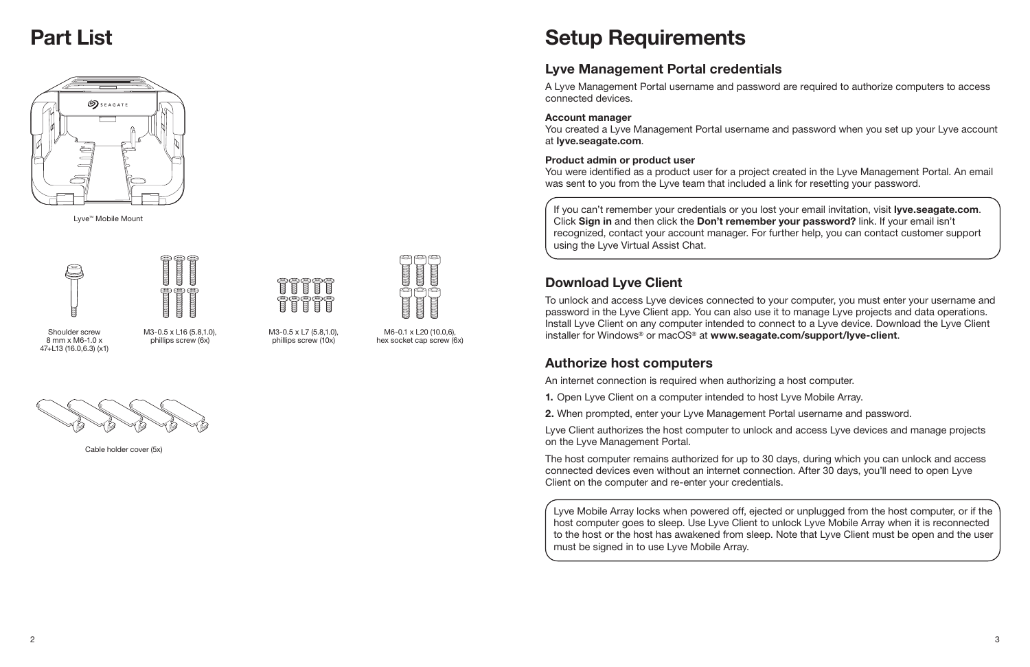# Part List

Lyve™ Mobile Mount

Shoulder screw 8 mm x M6-1.0 x 47+L13 (16.0,6.3) (x1)

M3-0.5 x L16 (5.8,1.0), phillips screw (6x)

M3-0.5 x L7 (5.8,1.0), phillips screw (10x)

M6-0.1 x L20 (10.0,6), hex socket cap screw (6x)

Cable holder cover (5x)

# Setup Requirements

## Lyve Management Portal credentials

A Lyve Management Portal username and password are required to authorize computers to access connected devices.

**Account manager**
You created a Lyve Management Portal username and password when you set up your Lyve account at **lyve.seagate.com**.

**Product admin or product user**
You were identified as a product user for a project created in the Lyve Management Portal. An email was sent to you from the Lyve team that included a link for resetting your password.

If you can't remember your credentials or you lost your email invitation, visit **lyve.seagate.com**. Click **Sign in** and then click the **Don't remember your password?** link. If your email isn't recognized, contact your account manager. For further help, you can contact customer support using the Lyve Virtual Assist Chat.

## Download Lyve Client

To unlock and access Lyve devices connected to your computer, you must enter your username and password in the Lyve Client app. You can also use it to manage Lyve projects and data operations. Install Lyve Client on any computer intended to connect to a Lyve device. Download the Lyve Client installer for Windows® or macOS® at **www.seagate.com/support/lyve-client**.

## Authorize host computers

An internet connection is required when authorizing a host computer.

1. Open Lyve Client on a computer intended to host Lyve Mobile Array.
2. When prompted, enter your Lyve Management Portal username and password.

Lyve Client authorizes the host computer to unlock and access Lyve devices and manage projects on the Lyve Management Portal.

The host computer remains authorized for up to 30 days, during which you can unlock and access connected devices even without an internet connection. After 30 days, you'll need to open Lyve Client on the computer and re-enter your credentials.

Lyve Mobile Array locks when powered off, ejected or unplugged from the host computer, or if the host computer goes to sleep. Use Lyve Client to unlock Lyve Mobile Array when it is reconnected to the host or the host has awakened from sleep. Note that Lyve Client must be open and the user must be signed in to use Lyve Mobile Array.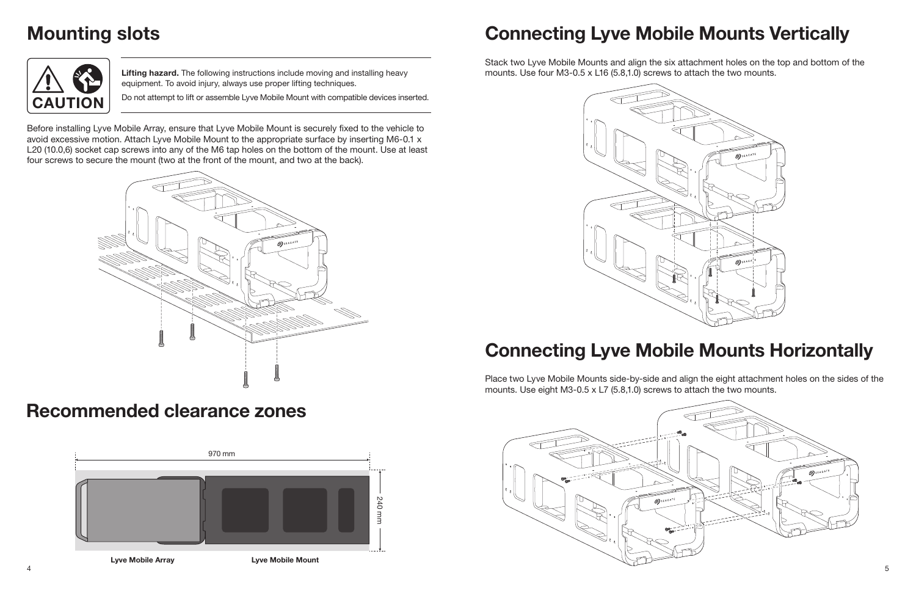# Mounting slots

CAUTION

**Lifting hazard.** The following instructions include moving and installing heavy equipment. To avoid injury, always use proper lifting techniques.

Do not attempt to lift or assemble Lyve Mobile Mount with compatible devices inserted.

Before installing Lyve Mobile Array, ensure that Lyve Mobile Mount is securely fixed to the vehicle to avoid excessive motion. Attach Lyve Mobile Mount to the appropriate surface by inserting M6-0.1 x L20 (10.0,6) socket cap screws into any of the M6 tap holes on the bottom of the mount. Use at least four screws to secure the mount (two at the front of the mount, and two at the back).

# Recommended clearance zones

970 mm

240 mm

**Lyve Mobile Array** **Lyve Mobile Mount**

# Connecting Lyve Mobile Mounts Vertically

Stack two Lyve Mobile Mounts and align the six attachment holes on the top and bottom of the mounts. Use four M3-0.5 x L16 (5.8,1.0) screws to attach the two mounts.

# Connecting Lyve Mobile Mounts Horizontally

Place two Lyve Mobile Mounts side-by-side and align the eight attachment holes on the sides of the mounts. Use eight M3-0.5 x L7 (5.8,1.0) screws to attach the two mounts.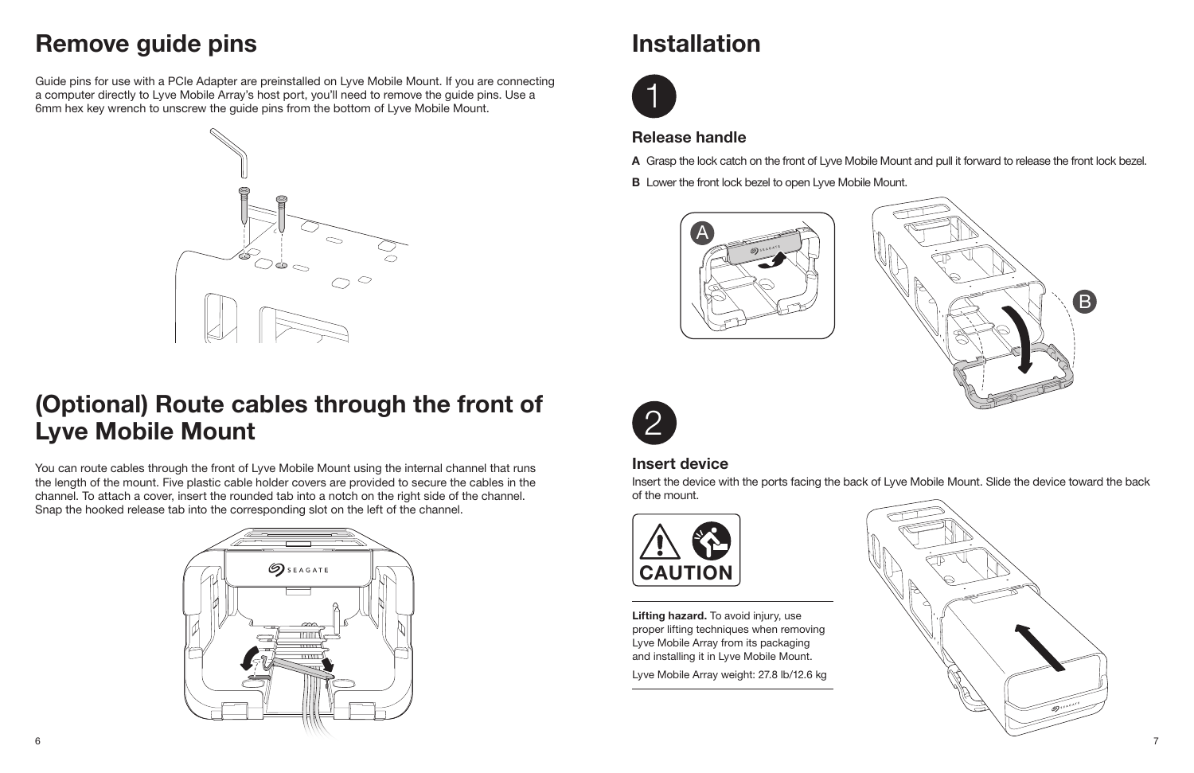# Remove guide pins

Guide pins for use with a PCIe Adapter are preinstalled on Lyve Mobile Mount. If you are connecting a computer directly to Lyve Mobile Array's host port, you'll need to remove the guide pins. Use a 6mm hex key wrench to unscrew the guide pins from the bottom of Lyve Mobile Mount.

# (Optional) Route cables through the front of Lyve Mobile Mount

You can route cables through the front of Lyve Mobile Mount using the internal channel that runs the length of the mount. Five plastic cable holder covers are provided to secure the cables in the channel. To attach a cover, insert the rounded tab into a notch on the right side of the channel. Snap the hooked release tab into the corresponding slot on the left of the channel.

# Installation

1

### Release handle

**A** Grasp the lock catch on the front of Lyve Mobile Mount and pull it forward to release the front lock bezel.

**B** Lower the front lock bezel to open Lyve Mobile Mount.

2

### Insert device

Insert the device with the ports facing the back of Lyve Mobile Mount. Slide the device toward the back of the mount.

CAUTION

**Lifting hazard.** To avoid injury, use proper lifting techniques when removing Lyve Mobile Array from its packaging and installing it in Lyve Mobile Mount.

Lyve Mobile Array weight: 27.8 lb/12.6 kg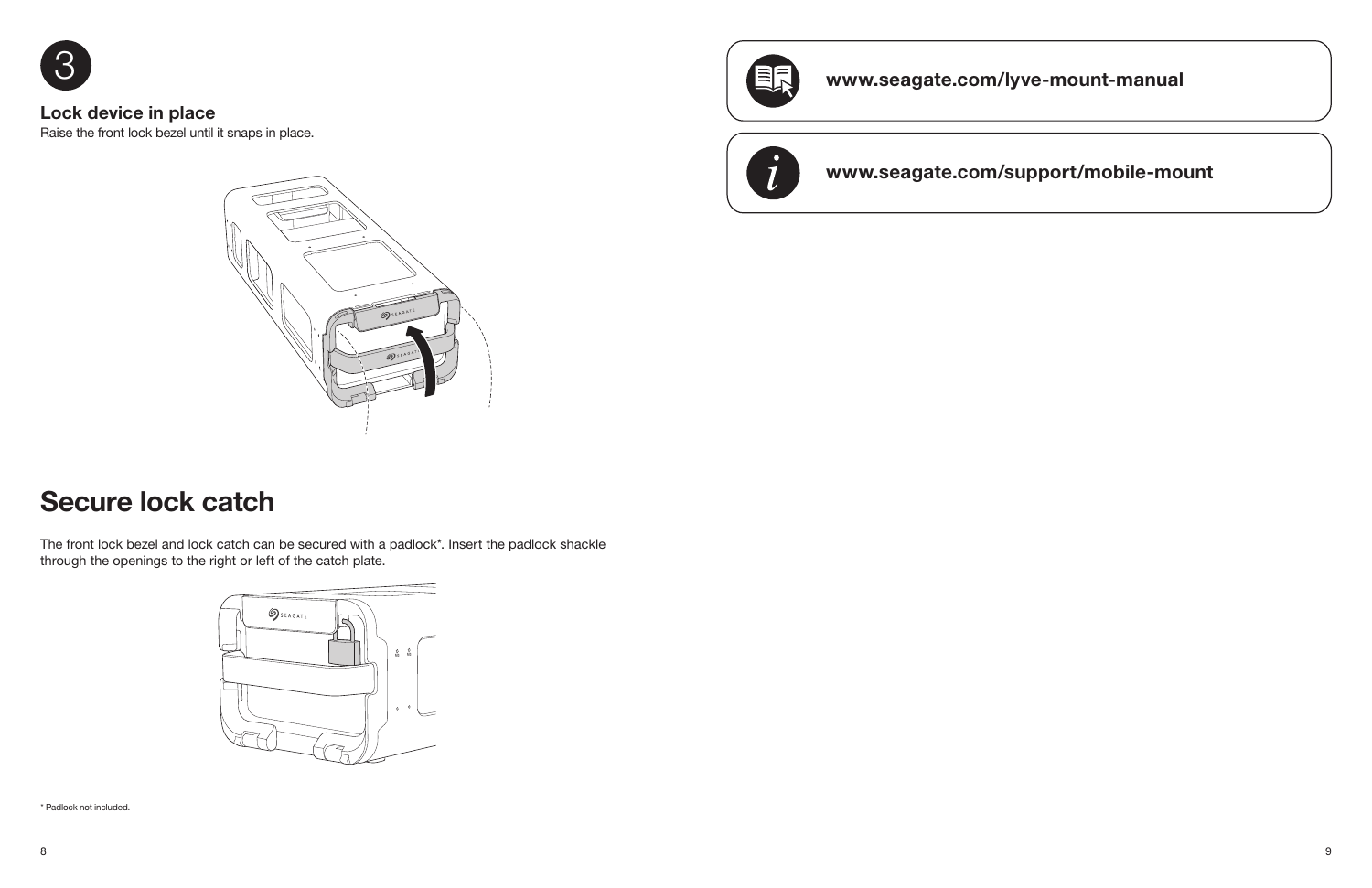3

### Lock device in place

Raise the front lock bezel until it snaps in place.

## Secure lock catch

The front lock bezel and lock catch can be secured with a padlock*. Insert the padlock shackle through the openings to the right or left of the catch plate.

* Padlock not included.

**www.seagate.com/lyve-mount-manual**

**www.seagate.com/support/mobile-mount**